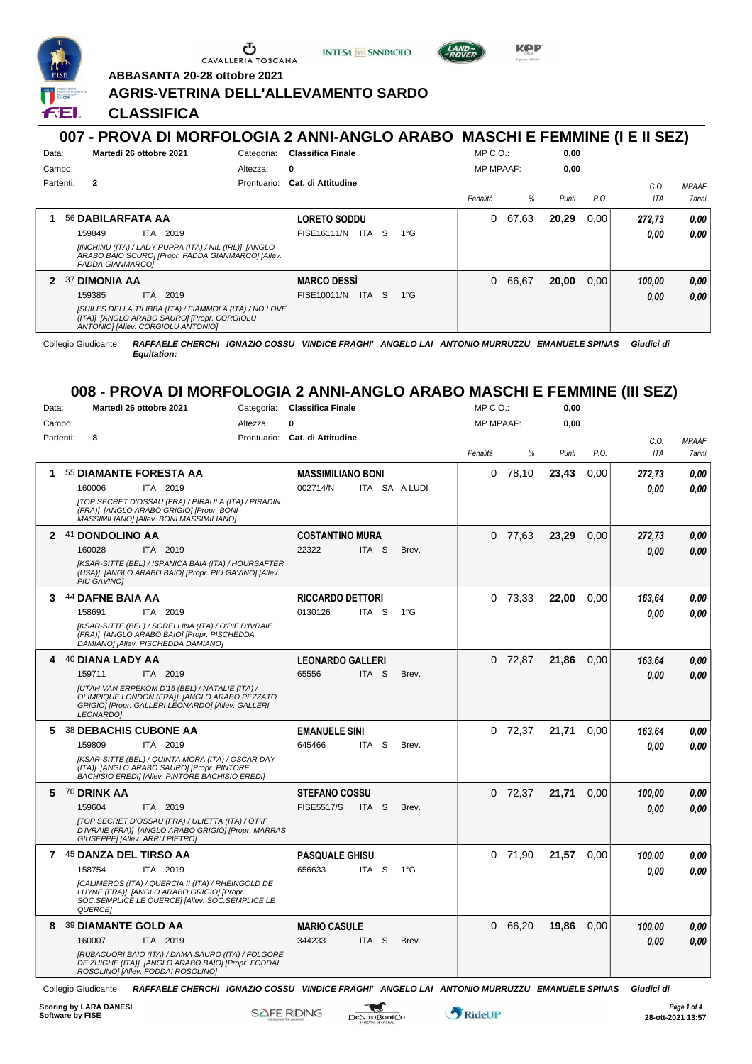ABBASANTA 20-28 ottobre 2021

# AGRIS-VETRINA DELL'ALLEVAMENTO SARDO

## CLASSIFICA

## 007 - PROVA DI MORFOLOGIA 2 ANNI-ANGLO ARABO MASCHI E FEMMINE (I E II SEZ)

Data: **Martedì 26 ottobre 2021** Categoria: **Classifica Finale** MP C.O.: **0,00**
Campo: Altezza: **0** MP MPAAF: **0,00**
Partenti: **2** Prontuario: **Cat. di Attitudine**

| | Cavallo | Cavaliere | Penalità | % | Punti | P.O. | C.O. ITA | MPAAF 7anni |
|---|---|---|---|---|---|---|---|---|
| 1 | 56 **DABILARFATA AA** 159849 ITA 2019 *[INCHINU (ITA) / LADY PUPPA (ITA) / NIL (IRL)] [ANGLO ARABO BAIO SCURO] [Propr. FADDA GIANMARCO] [Allev. FADDA GIANMARCO]* | **LORETO SODDU** FISE16111/N ITA S 1°G | 0 | 67,63 | **20,29** | 0,00 | *272,73* *0,00* | *0,00* *0,00* |
| 2 | 37 **DIMONIA AA** 159385 ITA 2019 *[SUILES DELLA TILIBBA (ITA) / FIAMMOLA (ITA) / NO LOVE (ITA)] [ANGLO ARABO SAURO] [Propr. CORGIOLU ANTONIO] [Allev. CORGIOLU ANTONIO]* | **MARCO DESSÌ** FISE10011/N ITA S 1°G | 0 | 66,67 | **20,00** | 0,00 | *100,00* *0,00* | *0,00* *0,00* |

Collegio Giudicante ***RAFFAELE CHERCHI IGNAZIO COSSU VINDICE FRAGHI' ANGELO LAI ANTONIO MURRUZZU EMANUELE SPINAS Giudici di Equitation:***

## 008 - PROVA DI MORFOLOGIA 2 ANNI-ANGLO ARABO MASCHI E FEMMINE (III SEZ)

Data: **Martedì 26 ottobre 2021** Categoria: **Classifica Finale** MP C.O.: **0,00**
Campo: Altezza: **0** MP MPAAF: **0,00**
Partenti: **8** Prontuario: **Cat. di Attitudine**

| | Cavallo | Cavaliere | Penalità | % | Punti | P.O. | C.O. ITA | MPAAF 7anni |
|---|---|---|---|---|---|---|---|---|
| 1 | 55 **DIAMANTE FORESTA AA** 160006 ITA 2019 *[TOP SECRET D'OSSAU (FRA) / PIRAULA (ITA) / PIRADIN (FRA)] [ANGLO ARABO GRIGIO] [Propr. BONI MASSIMILIANO] [Allev. BONI MASSIMILIANO]* | **MASSIMILIANO BONI** 002714/N ITA SA A LUDI | 0 | 78,10 | **23,43** | 0,00 | *272,73* *0,00* | *0,00* *0,00* |
| 2 | 41 **DONDOLINO AA** 160028 ITA 2019 *[KSAR-SITTE (BEL) / ISPANICA BAIA (ITA) / HOURSAFTER (USA)] [ANGLO ARABO BAIO] [Propr. PIU GAVINO] [Allev. PIU GAVINO]* | **COSTANTINO MURA** 22322 ITA S Brev. | 0 | 77,63 | **23,29** | 0,00 | *272,73* *0,00* | *0,00* *0,00* |
| 3 | 44 **DAFNE BAIA AA** 158691 ITA 2019 *[KSAR-SITTE (BEL) / SORELLINA (ITA) / O'PIF D'IVRAIE (FRA)] [ANGLO ARABO BAIO] [Propr. PISCHEDDA DAMIANO] [Allev. PISCHEDDA DAMIANO]* | **RICCARDO DETTORI** 0130126 ITA S 1°G | 0 | 73,33 | **22,00** | 0,00 | *163,64* *0,00* | *0,00* *0,00* |
| 4 | 40 **DIANA LADY AA** 159711 ITA 2019 *[UTAH VAN ERPEKOM D'15 (BEL) / NATALIE (ITA) / OLIMPIQUE LONDON (FRA)] [ANGLO ARABO PEZZATO GRIGIO] [Propr. GALLERI LEONARDO] [Allev. GALLERI LEONARDO]* | **LEONARDO GALLERI** 65556 ITA S Brev. | 0 | 72,87 | **21,86** | 0,00 | *163,64* *0,00* | *0,00* *0,00* |
| 5 | 38 **DEBACHIS CUBONE AA** 159809 ITA 2019 *[KSAR-SITTE (BEL) / QUINTA MORA (ITA) / OSCAR DAY (ITA)] [ANGLO ARABO SAURO] [Propr. PINTORE BACHISIO EREDI] [Allev. PINTORE BACHISIO EREDI]* | **EMANUELE SINI** 645466 ITA S Brev. | 0 | 72,37 | **21,71** | 0,00 | *163,64* *0,00* | *0,00* *0,00* |
| 5 | 70 **DRINK AA** 159604 ITA 2019 *[TOP SECRET D'OSSAU (FRA) / ULIETTA (ITA) / O'PIF D'IVRAIE (FRA)] [ANGLO ARABO GRIGIO] [Propr. MARRAS GIUSEPPE] [Allev. ARRU PIETRO]* | **STEFANO COSSU** FISE5517/S ITA S Brev. | 0 | 72,37 | **21,71** | 0,00 | *100,00* *0,00* | *0,00* *0,00* |
| 7 | 45 **DANZA DEL TIRSO AA** 158754 ITA 2019 *[CALIMEROS (ITA) / QUERCIA II (ITA) / RHEINGOLD DE LUYNE (FRA)] [ANGLO ARABO GRIGIO] [Propr. SOC.SEMPLICE LE QUERCE] [Allev. SOC.SEMPLICE LE QUERCE]* | **PASQUALE GHISU** 656633 ITA S 1°G | 0 | 71,90 | **21,57** | 0,00 | *100,00* *0,00* | *0,00* *0,00* |
| 8 | 39 **DIAMANTE GOLD AA** 160007 ITA 2019 *[RUBACUORI BAIO (ITA) / DAMA SAURO (ITA) / FOLGORE DE ZUIGHE (ITA)] [ANGLO ARABO BAIO] [Propr. FODDAI ROSOLINO] [Allev. FODDAI ROSOLINO]* | **MARIO CASULE** 344233 ITA S Brev. | 0 | 66,20 | **19,86** | 0,00 | *100,00* *0,00* | *0,00* *0,00* |

Collegio Giudicante ***RAFFAELE CHERCHI IGNAZIO COSSU VINDICE FRAGHI' ANGELO LAI ANTONIO MURRUZZU EMANUELE SPINAS Giudici di***

**Scoring by LARA DANESI**
**Software by FISE**

**28-ott-2021 13:57**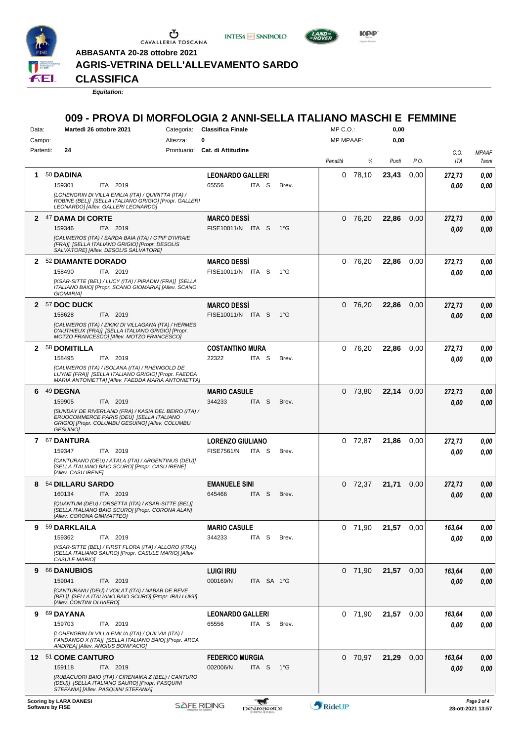**ABBASANTA 20-28 ottobre 2021**

# AGRIS-VETRINA DELL'ALLEVAMENTO SARDO

## CLASSIFICA

*Equitation:*

## 009 - PROVA DI MORFOLOGIA 2 ANNI-SELLA ITALIANO MASCHI E FEMMINE

Data: **Martedì 26 ottobre 2021** — Categoria: **Classifica Finale** — MP C.O.: **0,00**

Campo: — Altezza: **0** — MP MPAAF: **0,00**

Partenti: **24** — Prontuario: **Cat. di Attitudine**

| Pos. | N. | Cavallo | Cavaliere | Penalità | % | Punti | P.O. | C.O. ITA | MPAAF 7anni |
|---|---|---|---|---|---|---|---|---|---|
| 1 | 50 | **DADINA** 159301 ITA 2019 *[LOHENGRIN DI VILLA EMILIA (ITA) / QUIRITTA (ITA) / ROBINE (BEL)] [SELLA ITALIANO GRIGIO] [Propr. GALLERI LEONARDO] [Allev. GALLERI LEONARDO]* | **LEONARDO GALLERI** 65556 ITA S Brev. | 0 | 78,10 | 23,43 | 0,00 | 272,73 / 0,00 | 0,00 / 0,00 |
| 2 | 47 | **DAMA DI CORTE** 159346 ITA 2019 *[CALIMEROS (ITA) / SARDA BAIA (ITA) / O'PIF D'IVRAIE (FRA)] [SELLA ITALIANO GRIGIO] [Propr. DESOLIS SALVATORE] [Allev. DESOLIS SALVATORE]* | **MARCO DESSÌ** FISE10011/N ITA S 1°G | 0 | 76,20 | 22,86 | 0,00 | 272,73 / 0,00 | 0,00 / 0,00 |
| 2 | 52 | **DIAMANTE DORADO** 158490 ITA 2019 *[KSAR-SITTE (BEL) / LUCY (ITA) / PIRADIN (FRA)] [SELLA ITALIANO BAIO] [Propr. SCANO GIOMARIA] [Allev. SCANO GIOMARIA]* | **MARCO DESSÌ** FISE10011/N ITA S 1°G | 0 | 76,20 | 22,86 | 0,00 | 272,73 / 0,00 | 0,00 / 0,00 |
| 2 | 57 | **DOC DUCK** 158628 ITA 2019 *[CALIMEROS (ITA) / ZIKIKI DI VILLAGANA (ITA) / HERMES D'AUTHIEUX (FRA)] [SELLA ITALIANO GRIGIO] [Propr. MOTZO FRANCESCO] [Allev. MOTZO FRANCESCO]* | **MARCO DESSÌ** FISE10011/N ITA S 1°G | 0 | 76,20 | 22,86 | 0,00 | 272,73 / 0,00 | 0,00 / 0,00 |
| 2 | 58 | **DOMITILLA** 158495 ITA 2019 *[CALIMEROS (ITA) / ISOLANA (ITA) / RHEINGOLD DE LUYNE (FRA)] [SELLA ITALIANO GRIGIO] [Propr. FAEDDA MARIA ANTONIETTA] [Allev. FAEDDA MARIA ANTONIETTA]* | **COSTANTINO MURA** 22322 ITA S Brev. | 0 | 76,20 | 22,86 | 0,00 | 272,73 / 0,00 | 0,00 / 0,00 |
| 6 | 49 | **DEGNA** 159905 ITA 2019 *[SUNDAY DE RIVERLAND (FRA) / KASIA DEL BEIRO (ITA) / ERUOCOMMERCE PARIS (DEU)] [SELLA ITALIANO GRIGIO] [Propr. COLUMBU GESUINO] [Allev. COLUMBU GESUINO]* | **MARIO CASULE** 344233 ITA S Brev. | 0 | 73,80 | 22,14 | 0,00 | 272,73 / 0,00 | 0,00 / 0,00 |
| 7 | 67 | **DANTURA** 159347 ITA 2019 *[CANTURANO (DEU) / ATALA (ITA) / ARGENTINUS (DEU)] [SELLA ITALIANO BAIO SCURO] [Propr. CASU IRENE] [Allev. CASU IRENE]* | **LORENZO GIULIANO** FISE7561/N ITA S Brev. | 0 | 72,87 | 21,86 | 0,00 | 272,73 / 0,00 | 0,00 / 0,00 |
| 8 | 54 | **DILLARU SARDO** 160134 ITA 2019 *[QUANTUM (DEU) / ORSETTA (ITA) / KSAR-SITTE (BEL)] [SELLA ITALIANO BAIO SCURO] [Propr. CORONA ALAN] [Allev. CORONA GIMMATTEO]* | **EMANUELE SINI** 645466 ITA S Brev. | 0 | 72,37 | 21,71 | 0,00 | 272,73 / 0,00 | 0,00 / 0,00 |
| 9 | 59 | **DARKLAILA** 159362 ITA 2019 *[KSAR-SITTE (BEL) / FIRST FLORA (ITA) / ALLORO (FRA)] [SELLA ITALIANO SAURO] [Propr. CASULE MARIO] [Allev. CASULE MARIO]* | **MARIO CASULE** 344233 ITA S Brev. | 0 | 71,90 | 21,57 | 0,00 | 163,64 / 0,00 | 0,00 / 0,00 |
| 9 | 66 | **DANUBIOS** 159041 ITA 2019 *[CANTURANU (DEU) / VOILAT (ITA) / NABAB DE REVE (BEL)] [SELLA ITALIANO BAIO SCURO] [Propr. IRIU LUIGI] [Allev. CONTINI OLIVIERO]* | **LUIGI IRIU** 000169/N ITA SA 1°G | 0 | 71,90 | 21,57 | 0,00 | 163,64 / 0,00 | 0,00 / 0,00 |
| 9 | 69 | **DAYANA** 159703 ITA 2019 *[LOHENGRIN DI VILLA EMILIA (ITA) / QUILVIA (ITA) / FANDANGO X (ITA)] [SELLA ITALIANO BAIO] [Propr. ARCA ANDREA] [Allev. ANGIUS BONIFACIO]* | **LEONARDO GALLERI** 65556 ITA S Brev. | 0 | 71,90 | 21,57 | 0,00 | 163,64 / 0,00 | 0,00 / 0,00 |
| 12 | 51 | **COME CANTURO** 159118 ITA 2019 *[RUBACUORI BAIO (ITA) / CIRENAIKA Z (BEL) / CANTURO (DEU)] [SELLA ITALIANO SAURO] [Propr. PASQUINI STEFANIA] [Allev. PASQUINI STEFANIA]* | **FEDERICO MURGIA** 002006/N ITA S 1°G | 0 | 70,97 | 21,29 | 0,00 | 163,64 / 0,00 | 0,00 / 0,00 |

Scoring by LARA DANESI
Software by FISE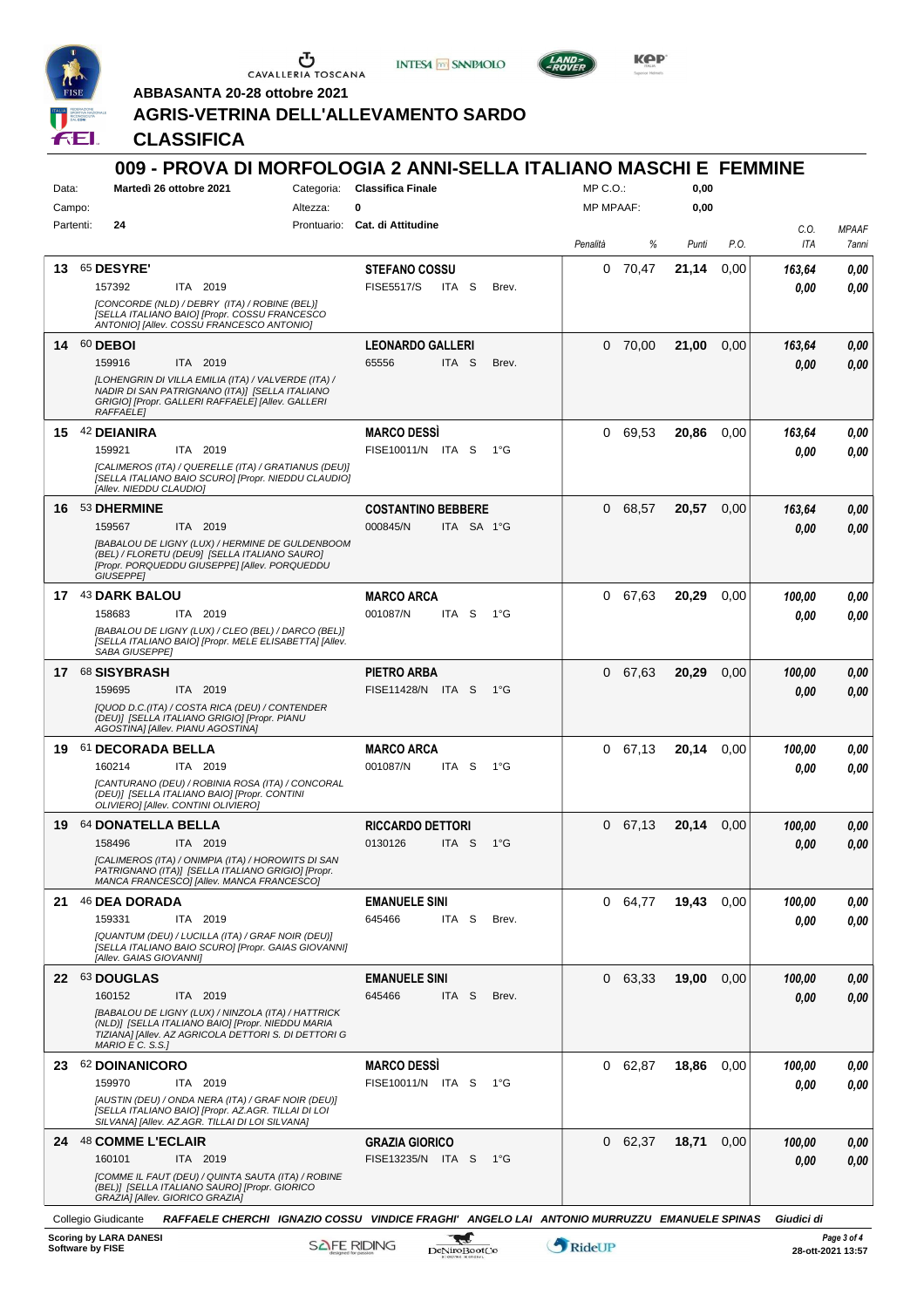ABBASANTA 20-28 ottobre 2021

# AGRIS-VETRINA DELL'ALLEVAMENTO SARDO

## CLASSIFICA

### 009 - PROVA DI MORFOLOGIA 2 ANNI-SELLA ITALIANO MASCHI E FEMMINE

Data: **Martedì 26 ottobre 2021** | Categoria: **Classifica Finale** | MP C.O.: **0,00**
Campo: | Altezza: **0** | MP MPAAF: **0,00**
Partenti: **24** | Prontuario: **Cat. di Attitudine**

| Pos | N. / Cavallo | Cavaliere | Penalità | % | Punti | P.O. | C.O. ITA | MPAAF 7anni |
|---|---|---|---|---|---|---|---|---|
| 13 | 65 **DESYRE'** 157392 ITA 2019 *[CONCORDE (NLD) / DEBRY (ITA) / ROBINE (BEL)] [SELLA ITALIANO BAIO] [Propr. COSSU FRANCESCO ANTONIO] [Allev. COSSU FRANCESCO ANTONIO]* | **STEFANO COSSU** FISE5517/S ITA S Brev. | 0 | 70,47 | **21,14** | 0,00 | ***163,64*** / ***0,00*** | ***0,00*** / ***0,00*** |
| 14 | 60 **DEBOI** 159916 ITA 2019 *[LOHENGRIN DI VILLA EMILIA (ITA) / VALVERDE (ITA) / NADIR DI SAN PATRIGNANO (ITA)] [SELLA ITALIANO GRIGIO] [Propr. GALLERI RAFFAELE] [Allev. GALLERI RAFFAELE]* | **LEONARDO GALLERI** 65556 ITA S Brev. | 0 | 70,00 | **21,00** | 0,00 | ***163,64*** / ***0,00*** | ***0,00*** / ***0,00*** |
| 15 | 42 **DEIANIRA** 159921 ITA 2019 *[CALIMEROS (ITA) / QUERELLE (ITA) / GRATIANUS (DEU)] [SELLA ITALIANO BAIO SCURO] [Propr. NIEDDU CLAUDIO] [Allev. NIEDDU CLAUDIO]* | **MARCO DESSÌ** FISE10011/N ITA S 1°G | 0 | 69,53 | **20,86** | 0,00 | ***163,64*** / ***0,00*** | ***0,00*** / ***0,00*** |
| 16 | 53 **DHERMINE** 159567 ITA 2019 *[BABALOU DE LIGNY (LUX) / HERMINE DE GULDENBOOM (BEL) / FLORETU (DEU9] [SELLA ITALIANO SAURO] [Propr. PORQUEDDU GIUSEPPE] [Allev. PORQUEDDU GIUSEPPE]* | **COSTANTINO BEBBERE** 000845/N ITA SA 1°G | 0 | 68,57 | **20,57** | 0,00 | ***163,64*** / ***0,00*** | ***0,00*** / ***0,00*** |
| 17 | 43 **DARK BALOU** 158683 ITA 2019 *[BABALOU DE LIGNY (LUX) / CLEO (BEL) / DARCO (BEL)] [SELLA ITALIANO BAIO] [Propr. MELE ELISABETTA] [Allev. SABA GIUSEPPE]* | **MARCO ARCA** 001087/N ITA S 1°G | 0 | 67,63 | **20,29** | 0,00 | ***100,00*** / ***0,00*** | ***0,00*** / ***0,00*** |
| 17 | 68 **SISYBRASH** 159695 ITA 2019 *[QUOD D.C.(ITA) / COSTA RICA (DEU) / CONTENDER (DEU)] [SELLA ITALIANO GRIGIO] [Propr. PIANU AGOSTINA] [Allev. PIANU AGOSTINA]* | **PIETRO ARBA** FISE11428/N ITA S 1°G | 0 | 67,63 | **20,29** | 0,00 | ***100,00*** / ***0,00*** | ***0,00*** / ***0,00*** |
| 19 | 61 **DECORADA BELLA** 160214 ITA 2019 *[CANTURANO (DEU) / ROBINIA ROSA (ITA) / CONCORAL (DEU)] [SELLA ITALIANO BAIO] [Propr. CONTINI OLIVIERO] [Allev. CONTINI OLIVIERO]* | **MARCO ARCA** 001087/N ITA S 1°G | 0 | 67,13 | **20,14** | 0,00 | ***100,00*** / ***0,00*** | ***0,00*** / ***0,00*** |
| 19 | 64 **DONATELLA BELLA** 158496 ITA 2019 *[CALIMEROS (ITA) / ONIMPIA (ITA) / HOROWITS DI SAN PATRIGNANO (ITA)] [SELLA ITALIANO GRIGIO] [Propr. MANCA FRANCESCO] [Allev. MANCA FRANCESCO]* | **RICCARDO DETTORI** 0130126 ITA S 1°G | 0 | 67,13 | **20,14** | 0,00 | ***100,00*** / ***0,00*** | ***0,00*** / ***0,00*** |
| 21 | 46 **DEA DORADA** 159331 ITA 2019 *[QUANTUM (DEU) / LUCILLA (ITA) / GRAF NOIR (DEU)] [SELLA ITALIANO BAIO SCURO] [Propr. GAIAS GIOVANNI] [Allev. GAIAS GIOVANNI]* | **EMANUELE SINI** 645466 ITA S Brev. | 0 | 64,77 | **19,43** | 0,00 | ***100,00*** / ***0,00*** | ***0,00*** / ***0,00*** |
| 22 | 63 **DOUGLAS** 160152 ITA 2019 *[BABALOU DE LIGNY (LUX) / NINZOLA (ITA) / HATTRICK (NLD)] [SELLA ITALIANO BAIO] [Propr. NIEDDU MARIA TIZIANA] [Allev. AZ AGRICOLA DETTORI S. DI DETTORI G MARIO E C. S.S.]* | **EMANUELE SINI** 645466 ITA S Brev. | 0 | 63,33 | **19,00** | 0,00 | ***100,00*** / ***0,00*** | ***0,00*** / ***0,00*** |
| 23 | 62 **DOINANICORO** 159970 ITA 2019 *[AUSTIN (DEU) / ONDA NERA (ITA) / GRAF NOIR (DEU)] [SELLA ITALIANO BAIO] [Propr. AZ.AGR. TILLAI DI LOI SILVANA] [Allev. AZ.AGR. TILLAI DI LOI SILVANA]* | **MARCO DESSÌ** FISE10011/N ITA S 1°G | 0 | 62,87 | **18,86** | 0,00 | ***100,00*** / ***0,00*** | ***0,00*** / ***0,00*** |
| 24 | 48 **COMME L'ECLAIR** 160101 ITA 2019 *[COMME IL FAUT (DEU) / QUINTA SAUTA (ITA) / ROBINE (BEL)] [SELLA ITALIANO SAURO] [Propr. GIORICO GRAZIA] [Allev. GIORICO GRAZIA]* | **GRAZIA GIORICO** FISE13235/N ITA S 1°G | 0 | 62,37 | **18,71** | 0,00 | ***100,00*** / ***0,00*** | ***0,00*** / ***0,00*** |

Collegio Giudicante *RAFFAELE CHERCHI IGNAZIO COSSU VINDICE FRAGHI' ANGELO LAI ANTONIO MURRUZZU EMANUELE SPINAS* *Giudici di*

**Scoring by LARA DANESI**
**Software by FISE**

**28-ott-2021 13:57**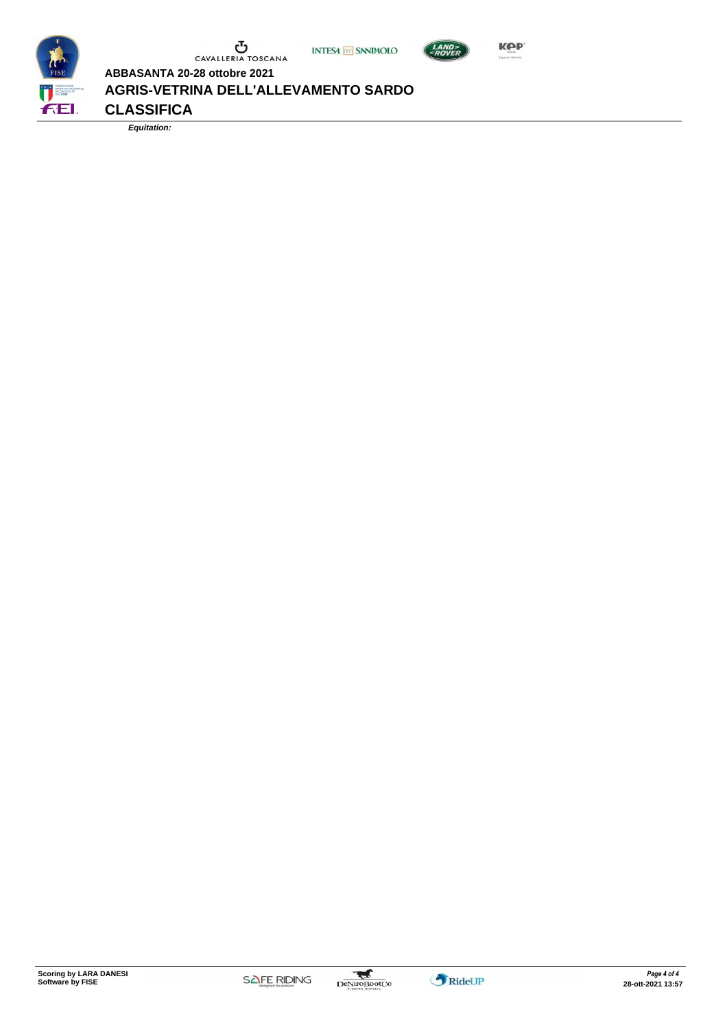**ABBASANTA 20-28 ottobre 2021**

## AGRIS-VETRINA DELL'ALLEVAMENTO SARDO

## CLASSIFICA

***Equitation:***